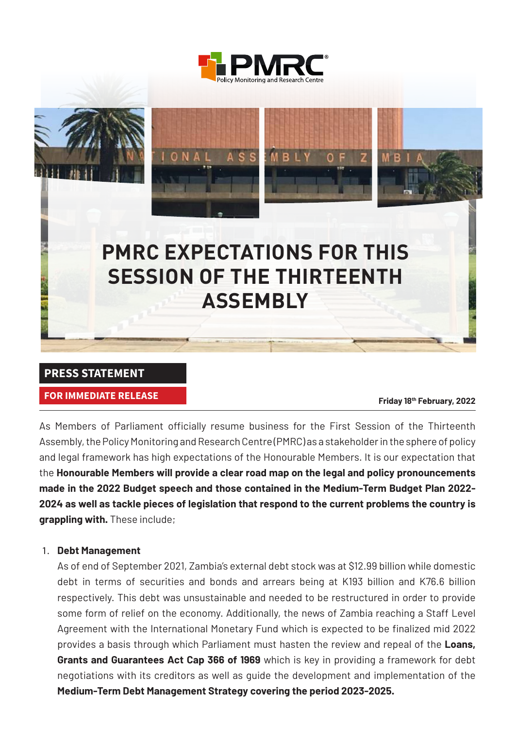# PMRC EXPECTATIONS FOR THIS SESSION OF THE THIRTEENTH ASSEMBLY

**PRESS STATEMENT**

**FOR IMMEDIATE RELEASE**

**Friday 18th February, 2022**

As Members of Parliament officially resume business for the First Session of the Thirteenth Assembly, the Policy Monitoring and Research Centre (PMRC) as a stakeholder in the sphere of policy and legal framework has high expectations of the Honourable Members. It is our expectation that the **Honourable Members will provide a clear road map on the legal and policy pronouncements made in the 2022 Budget speech and those contained in the Medium-Term Budget Plan 2022-2024 as well as tackle pieces of legislation that respond to the current problems the country is grappling with.** These include;

1. **Debt Management**

   As of end of September 2021, Zambia's external debt stock was at $12.99 billion while domestic debt in terms of securities and bonds and arrears being at K193 billion and K76.6 billion respectively. This debt was unsustainable and needed to be restructured in order to provide some form of relief on the economy. Additionally, the news of Zambia reaching a Staff Level Agreement with the International Monetary Fund which is expected to be finalized mid 2022 provides a basis through which Parliament must hasten the review and repeal of the **Loans, Grants and Guarantees Act Cap 366 of 1969** which is key in providing a framework for debt negotiations with its creditors as well as guide the development and implementation of the **Medium-Term Debt Management Strategy covering the period 2023-2025.**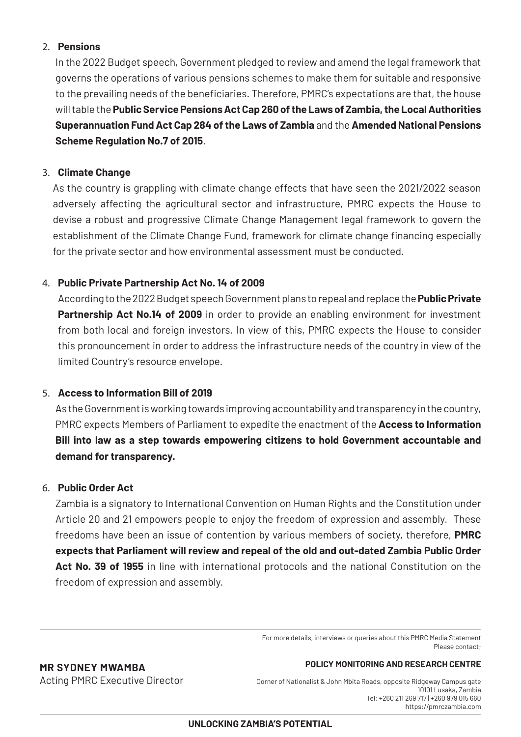2. **Pensions**

   In the 2022 Budget speech, Government pledged to review and amend the legal framework that governs the operations of various pensions schemes to make them for suitable and responsive to the prevailing needs of the beneficiaries. Therefore, PMRC's expectations are that, the house will table the **Public Service Pensions Act Cap 260 of the Laws of Zambia, the Local Authorities Superannuation Fund Act Cap 284 of the Laws of Zambia** and the **Amended National Pensions Scheme Regulation No.7 of 2015**.

3. **Climate Change**

   As the country is grappling with climate change effects that have seen the 2021/2022 season adversely affecting the agricultural sector and infrastructure, PMRC expects the House to devise a robust and progressive Climate Change Management legal framework to govern the establishment of the Climate Change Fund, framework for climate change financing especially for the private sector and how environmental assessment must be conducted.

4. **Public Private Partnership Act No. 14 of 2009**

   According to the 2022 Budget speech Government plans to repeal and replace the **Public Private Partnership Act No.14 of 2009** in order to provide an enabling environment for investment from both local and foreign investors. In view of this, PMRC expects the House to consider this pronouncement in order to address the infrastructure needs of the country in view of the limited Country's resource envelope.

5. **Access to Information Bill of 2019**

   As the Government is working towards improving accountability and transparency in the country, PMRC expects Members of Parliament to expedite the enactment of the **Access to Information Bill into law as a step towards empowering citizens to hold Government accountable and demand for transparency.**

6. **Public Order Act**

   Zambia is a signatory to International Convention on Human Rights and the Constitution under Article 20 and 21 empowers people to enjoy the freedom of expression and assembly. These freedoms have been an issue of contention by various members of society, therefore, **PMRC expects that Parliament will review and repeal of the old and out-dated Zambia Public Order Act No. 39 of 1955** in line with international protocols and the national Constitution on the freedom of expression and assembly.

---

For more details, interviews or queries about this PMRC Media Statement
Please contact;

**MR SYDNEY MWAMBA**
Acting PMRC Executive Director

**POLICY MONITORING AND RESEARCH CENTRE**

Corner of Nationalist & John Mbita Roads, opposite Ridgeway Campus gate
10101 Lusaka, Zambia
Tel: +260 211 269 717 | +260 979 015 660
https://pmrczambia.com

**UNLOCKING ZAMBIA'S POTENTIAL**